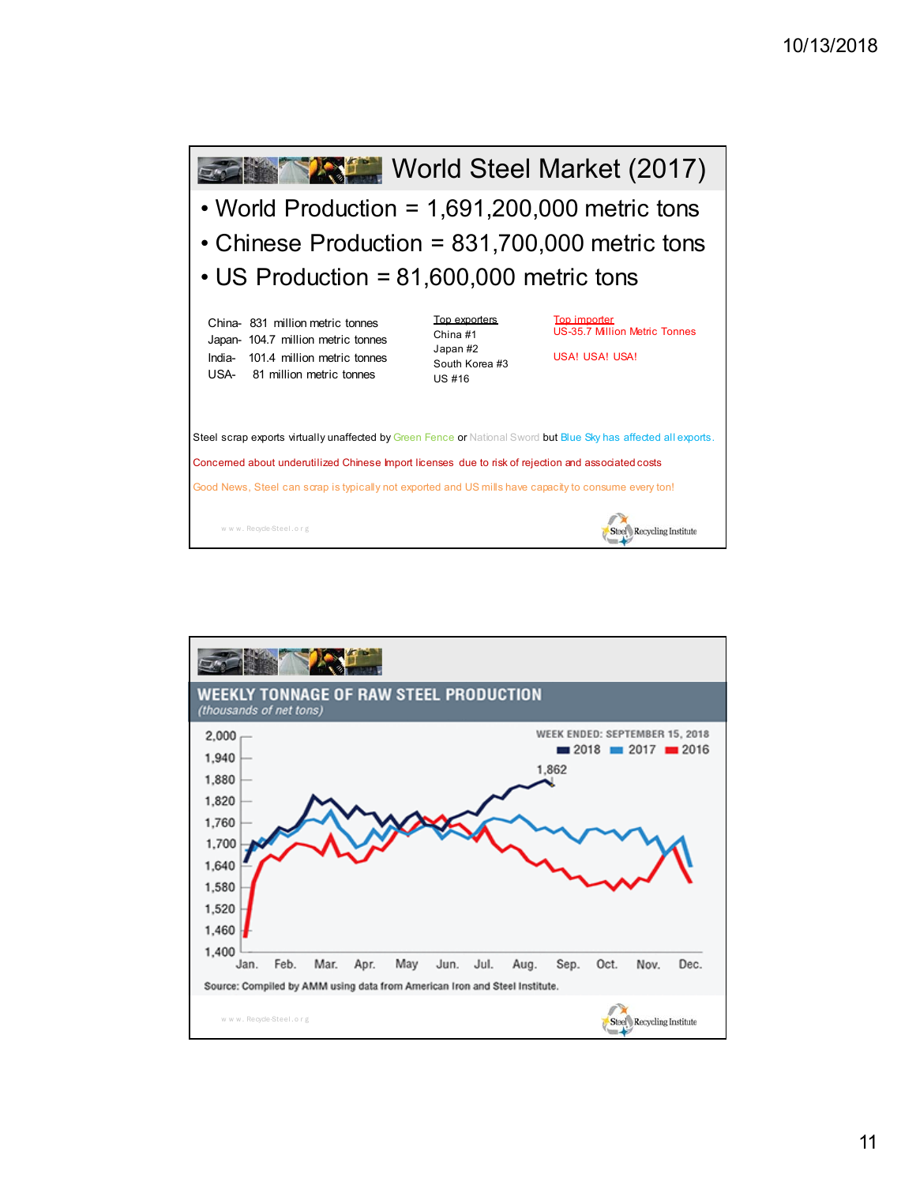# World Steel Market (2017)

- World Production = 1,691,200,000 metric tons
- Chinese Production = 831,700,000 metric tons
- US Production = 81,600,000 metric tons

China- 831 million metric tonnes
Japan- 104.7 million metric tonnes
India- 101.4 million metric tonnes
USA- 81 million metric tonnes

Top exporters
China #1
Japan #2
South Korea #3
US #16

Top importer
US-35.7 Million Metric Tonnes

USA! USA! USA!

Steel scrap exports virtually unaffected by Green Fence or National Sword but Blue Sky has affected all exports.

Concerned about underutilized Chinese Import licenses due to risk of rejection and associated costs

Good News, Steel can scrap is typically not exported and US mills have capacity to consume every ton!

www.Recycle-Steel.org

Steel Recycling Institute

## WEEKLY TONNAGE OF RAW STEEL PRODUCTION

*(thousands of net tons)*

WEEK ENDED: SEPTEMBER 15, 2018

2018 2017 2016

1,862

2,000
1,940
1,880
1,820
1,760
1,700
1,640
1,580
1,520
1,460
1,400

Jan. Feb. Mar. Apr. May Jun. Jul. Aug. Sep. Oct. Nov. Dec.

Source: Compiled by AMM using data from American Iron and Steel Institute.

www.Recycle-Steel.org

Steel Recycling Institute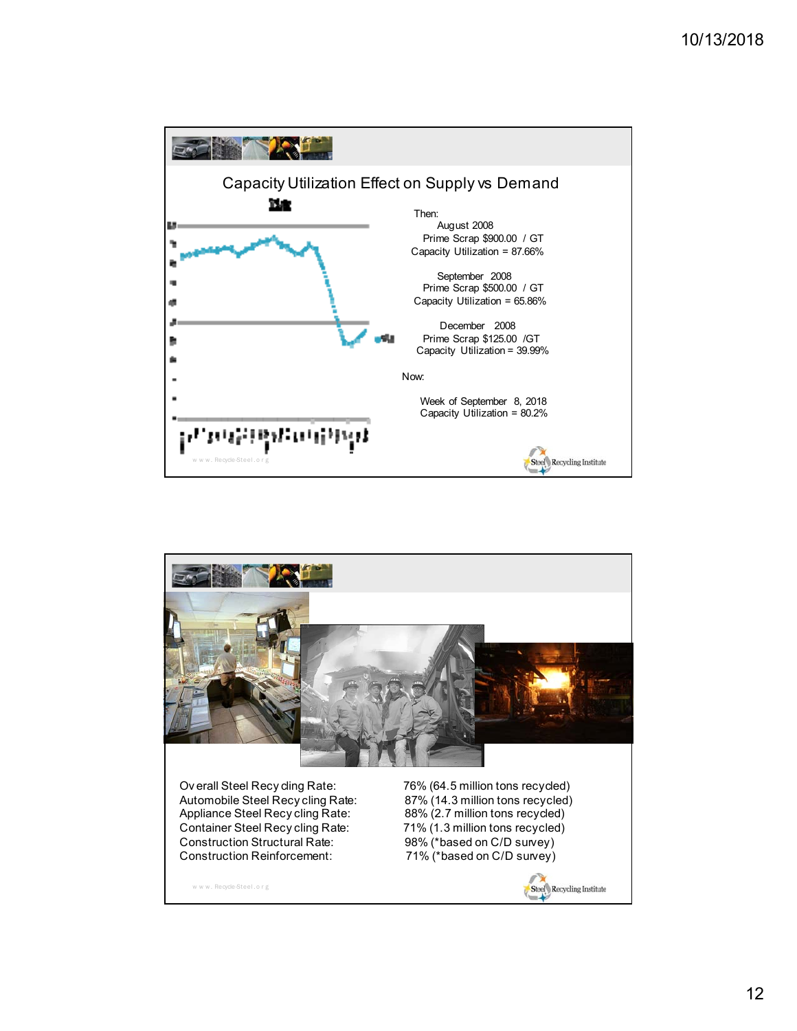## Capacity Utilization Effect on Supply vs Demand

Then:

August 2008
Prime Scrap $900.00 / GT
Capacity Utilization = 87.66%

September 2008
Prime Scrap $500.00 / GT
Capacity Utilization = 65.86%

December 2008
Prime Scrap $125.00 /GT
Capacity Utilization = 39.99%

Now:

Week of September 8, 2018
Capacity Utilization = 80.2%

www.Recycle-Steel.org

Steel Recycling Institute

---

| | |
|---|---|
| Overall Steel Recycling Rate: | 76% (64.5 million tons recycled) |
| Automobile Steel Recycling Rate: | 87% (14.3 million tons recycled) |
| Appliance Steel Recycling Rate: | 88% (2.7 million tons recycled) |
| Container Steel Recycling Rate: | 71% (1.3 million tons recycled) |
| Construction Structural Rate: | 98% (*based on C/D survey) |
| Construction Reinforcement: | 71% (*based on C/D survey) |

www.Recycle-Steel.org

Steel Recycling Institute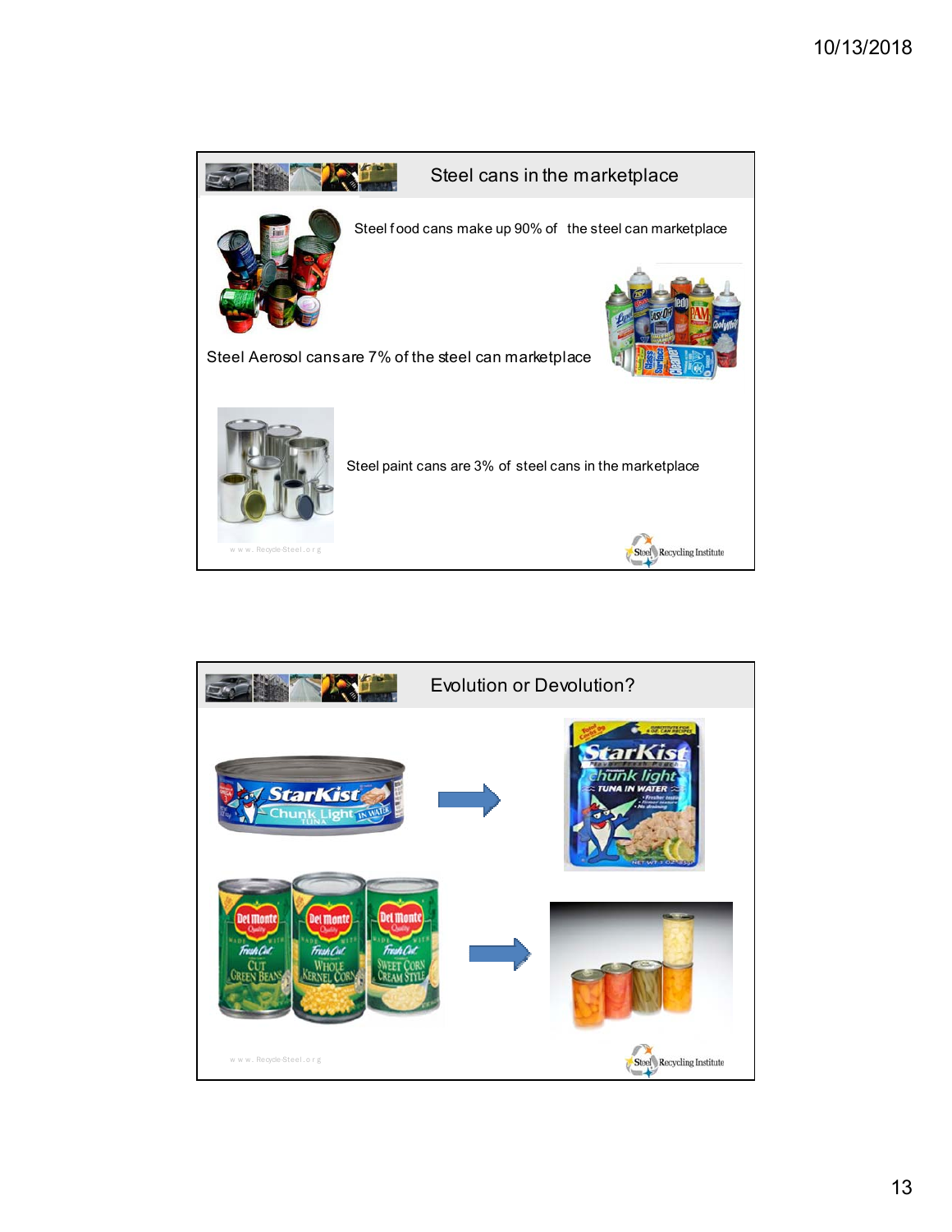## Steel cans in the marketplace

Steel food cans make up 90% of the steel can marketplace

Steel Aerosol cans are 7% of the steel can marketplace

Steel paint cans are 3% of steel cans in the marketplace

www.Recycle-Steel.org

Steel Recycling Institute

## Evolution or Devolution?

www.Recycle-Steel.org

Steel Recycling Institute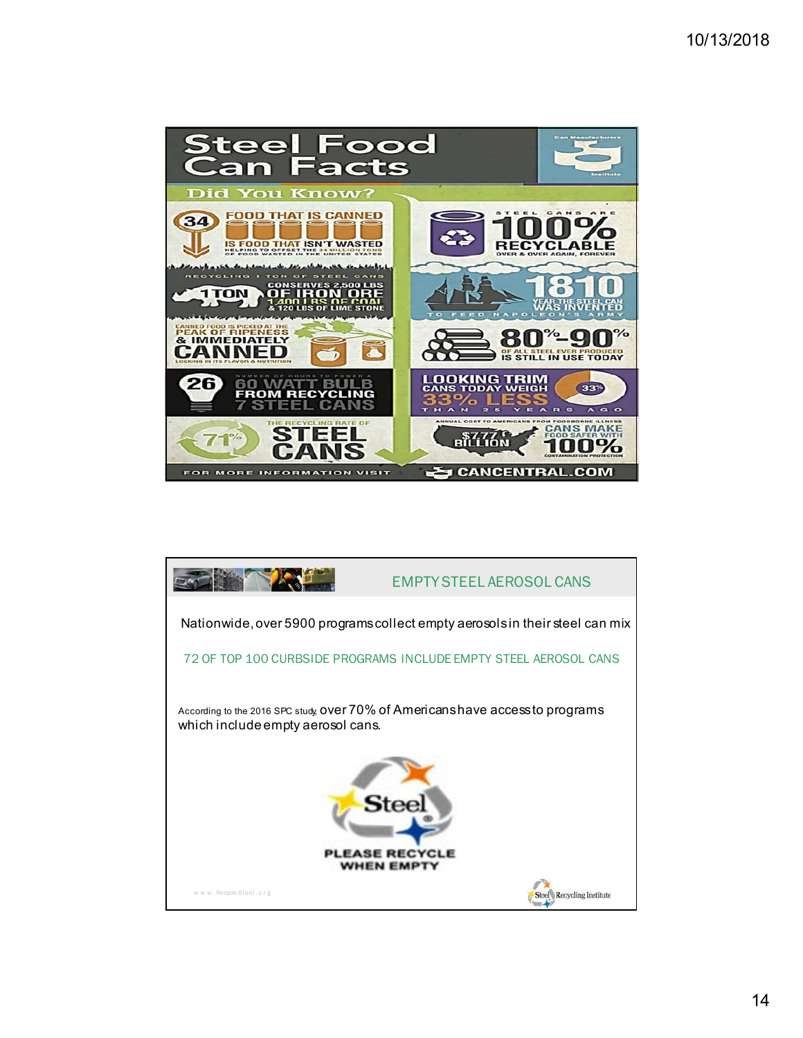# Steel Food Can Facts

## Did You Know?

**34** FOOD THAT IS CANNED IS FOOD THAT ISN'T WASTED HELPING TO OFFSET THE 34 MILLION TONS OF FOOD WASTED IN THE UNITED STATES

STEEL CANS ARE **100%** RECYCLABLE OVER & OVER AGAIN, FOREVER

RECYCLING 1 TON OF STEEL CANS CONSERVES 2,500 LBS OF IRON ORE, 1,400 LBS OF COAL & 120 LBS OF LIME STONE

**1810** YEAR THE STEEL CAN WAS INVENTED TO FEED NAPOLEON'S ARMY

CANNED FOOD IS PICKED AT THE PEAK OF RIPENESS & IMMEDIATELY CANNED LOCKING IN ITS FLAVOR & NUTRITION

**80%-90%** OF ALL STEEL EVER PRODUCED IS STILL IN USE TODAY

**26** NUMBER OF HOURS TO POWER A 60 WATT BULB FROM RECYCLING 7 STEEL CANS

LOOKING TRIM: CANS TODAY WEIGH **33% LESS** THAN 25 YEARS AGO

**71%** THE RECYCLING RATE OF STEEL CANS

ANNUAL COST TO AMERICANS FROM FOODBORNE ILLNESS $7.7 BILLION — CANS MAKE FOOD SAFER WITH **100%** CONTAMINATION PROTECTION

FOR MORE INFORMATION VISIT CANCENTRAL.COM

---

## EMPTY STEEL AEROSOL CANS

Nationwide, over 5900 programs collect empty aerosols in their steel can mix

72 OF TOP 100 CURBSIDE PROGRAMS INCLUDE EMPTY STEEL AEROSOL CANS

According to the 2016 SPC study, over 70% of Americans have access to programs which include empty aerosol cans.

Steel — PLEASE RECYCLE WHEN EMPTY

www.Recycle-Steel.org

Steel Recycling Institute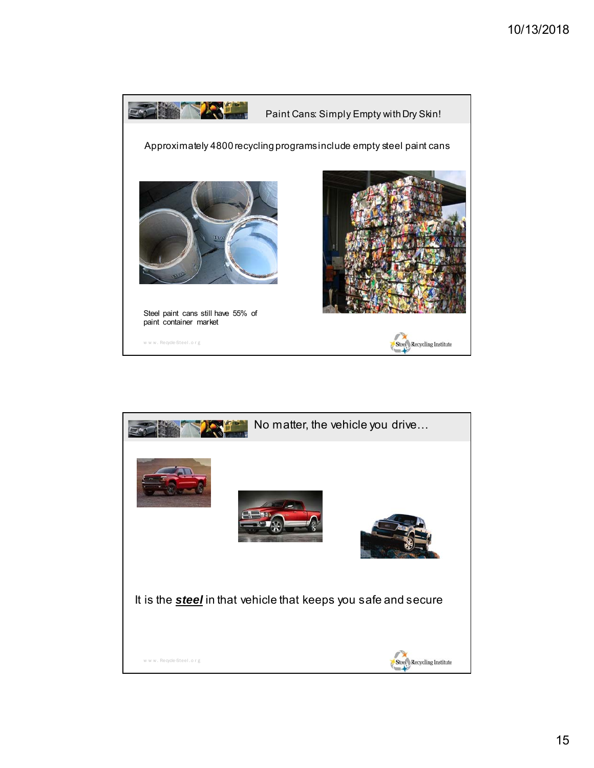## Paint Cans: Simply Empty with Dry Skin!

Approximately 4800 recycling programs include empty steel paint cans

Steel paint cans still have 55% of paint container market

www.Recycle-Steel.org

Steel Recycling Institute

## No matter, the vehicle you drive…

It is the ***steel*** in that vehicle that keeps you safe and secure

www.Recycle-Steel.org

Steel Recycling Institute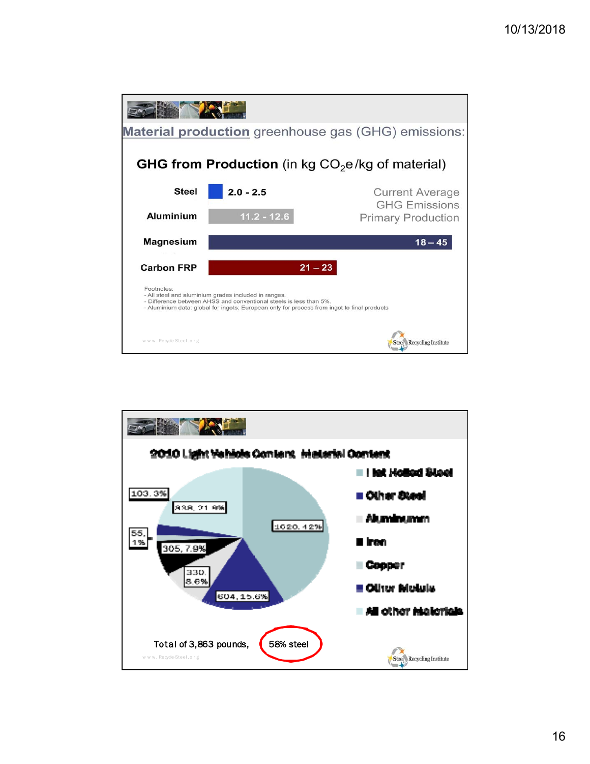## Material production greenhouse gas (GHG) emissions:

### GHG from Production (in kg $CO_2e$/kg of material)

| Material | GHG (kg $CO_2e$/kg) |
|---|---|
| Steel | 2.0 - 2.5 |
| Aluminium | 11.2 - 12.6 |
| Magnesium | 18 – 45 |
| Carbon FRP | 21 – 23 |

Current Average GHG Emissions Primary Production

Footnotes:
- All steel and aluminium grades included in ranges.
- Difference between AHSS and conventional steels is less than 5%.
- Aluminium data: global for ingots; European only for process from ingot to final products

www.Recycle-Steel.org

Steel Recycling Institute

---

## 2010 Light Vehicle Content: Material Content

| Material | Pounds, % |
|---|---|
| Flat Rolled Steel | 1620, 42% |
| Other Steel | 604, 15.6% |
| Aluminum | 330, 8.6% |
| Iron | 305, 7.9% |
| Copper | 55, 1% |
| Other Metals | 103, 3% |
| All other materials | 838, 21.8% |

Total of 3,863 pounds, 58% steel

www.Recycle-Steel.org

Steel Recycling Institute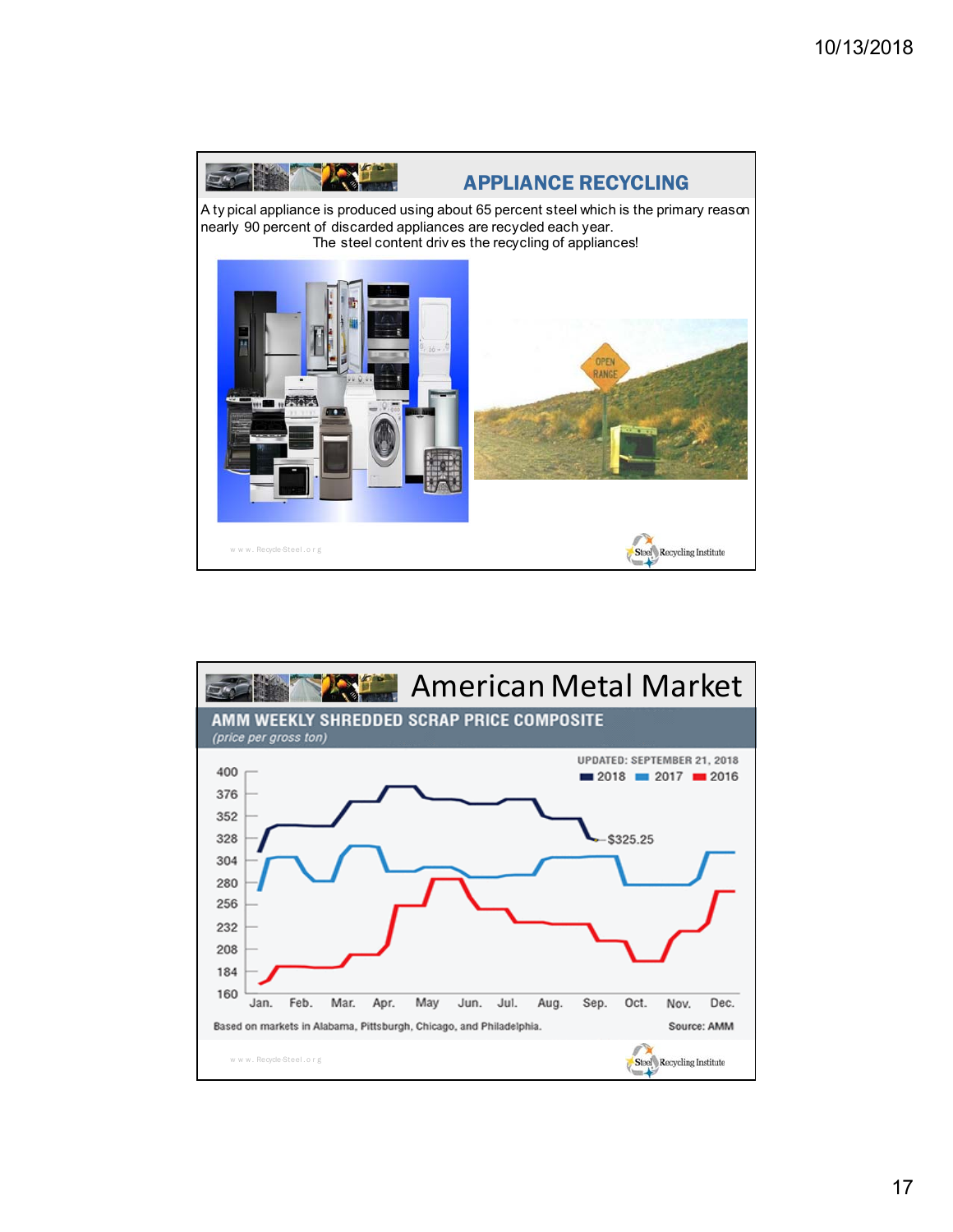## APPLIANCE RECYCLING

A typical appliance is produced using about 65 percent steel which is the primary reason nearly 90 percent of discarded appliances are recycled each year.

The steel content drives the recycling of appliances!

www.Recycle-Steel.org

Steel Recycling Institute

## American Metal Market

**AMM WEEKLY SHREDDED SCRAP PRICE COMPOSITE**

*(price per gross ton)*

UPDATED: SEPTEMBER 21, 2018

2018 2017 2016

$325.25

Based on markets in Alabama, Pittsburgh, Chicago, and Philadelphia.

Source: AMM

www.Recycle-Steel.org

Steel Recycling Institute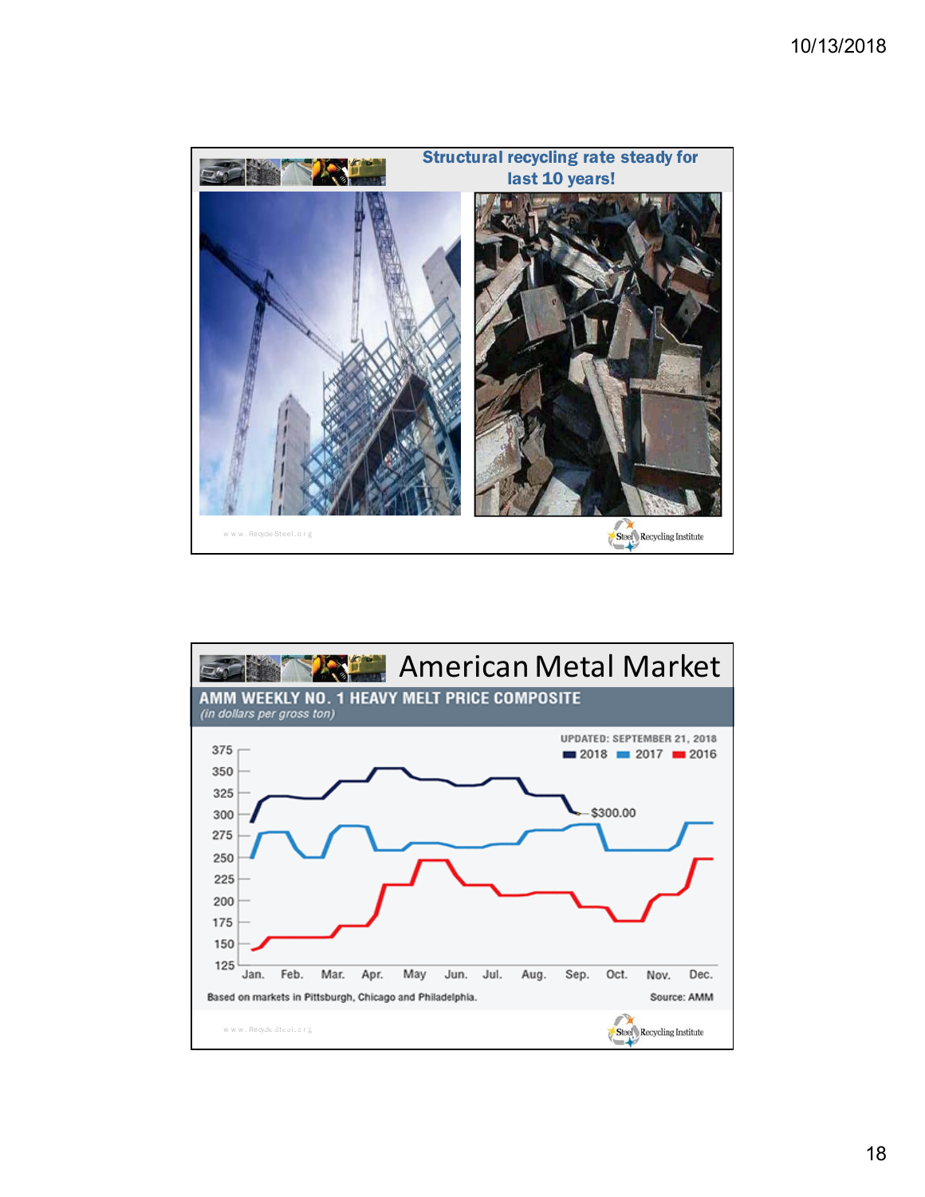## Structural recycling rate steady for last 10 years!

www.Recycle-Steel.org

Steel Recycling Institute

## American Metal Market

**AMM WEEKLY NO. 1 HEAVY MELT PRICE COMPOSITE**
*(in dollars per gross ton)*

UPDATED: SEPTEMBER 21, 2018

2018 | 2017 | 2016

$300.00

375, 350, 325, 300, 275, 250, 225, 200, 175, 150, 125

Jan. Feb. Mar. Apr. May Jun. Jul. Aug. Sep. Oct. Nov. Dec.

Based on markets in Pittsburgh, Chicago and Philadelphia.

Source: AMM

www.Recycle-Steel.org

Steel Recycling Institute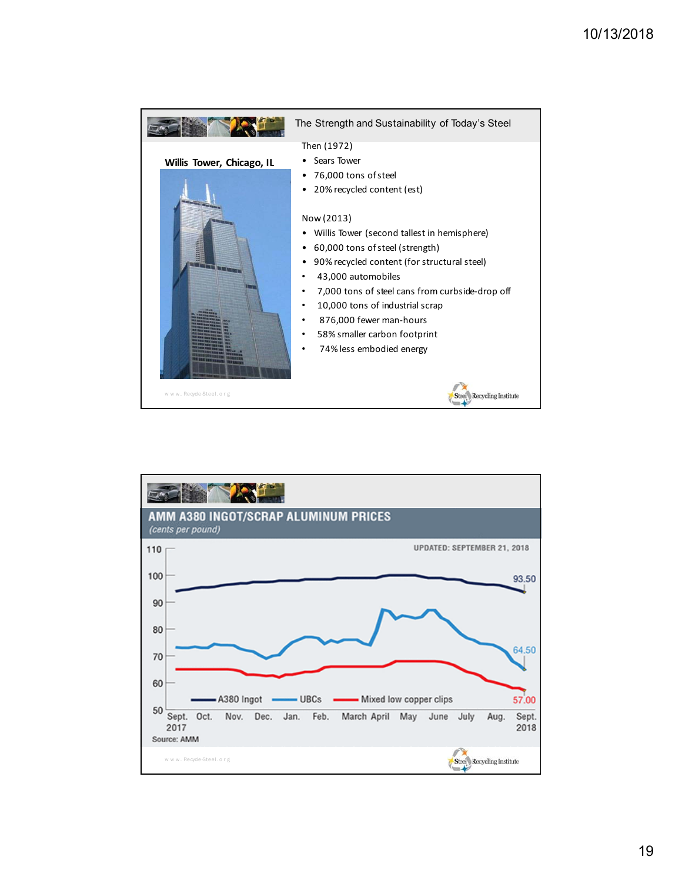## The Strength and Sustainability of Today's Steel

**Willis Tower, Chicago, IL**

Then (1972)

- Sears Tower
- 76,000 tons of steel
- 20% recycled content (est)

Now (2013)

- Willis Tower (second tallest in hemisphere)
- 60,000 tons of steel (strength)
- 90% recycled content (for structural steel)
- 43,000 automobiles
- 7,000 tons of steel cans from curbside-drop off
- 10,000 tons of industrial scrap
- 876,000 fewer man-hours
- 58% smaller carbon footprint
- 74% less embodied energy

www.Recycle-Steel.org

Steel Recycling Institute

## AMM A380 INGOT/SCRAP ALUMINUM PRICES

*(cents per pound)*

UPDATED: SEPTEMBER 21, 2018

A380 Ingot: 93.50
UBCs: 64.50
Mixed low copper clips: 57.00

Sept. 2017 – Sept. 2018

Source: AMM

www.Recycle-Steel.org

Steel Recycling Institute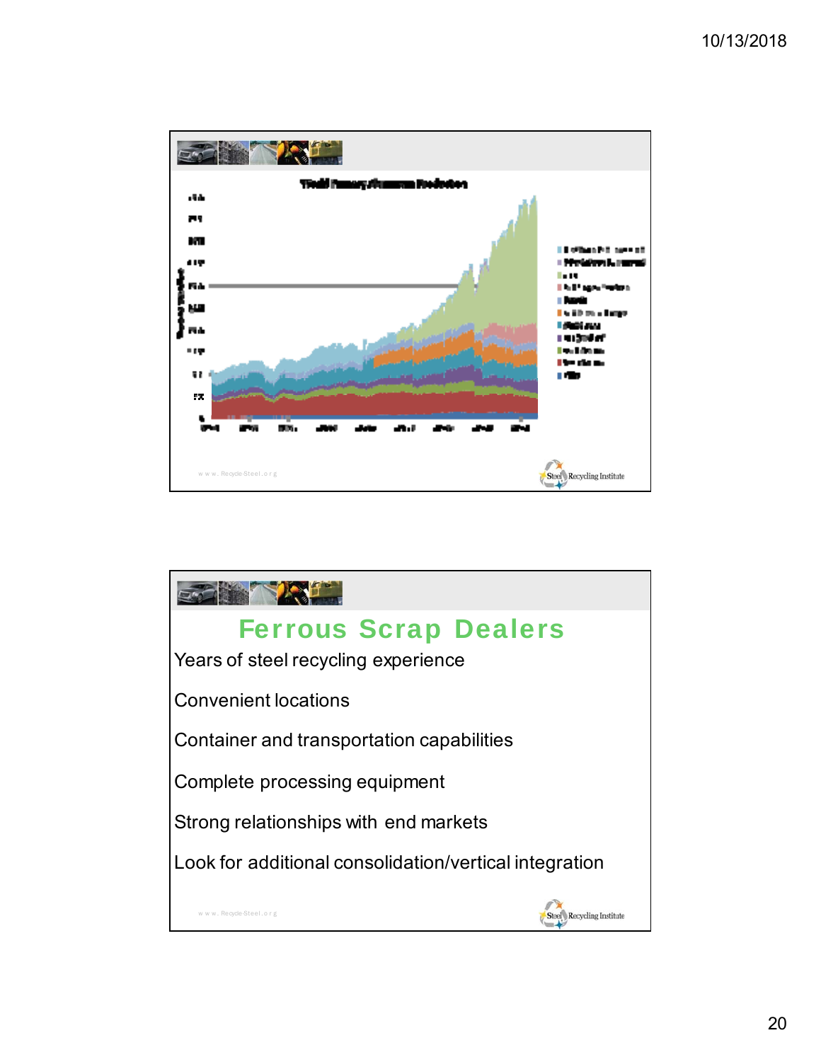## Ferrous Scrap Dealers

Years of steel recycling experience

Convenient locations

Container and transportation capabilities

Complete processing equipment

Strong relationships with end markets

Look for additional consolidation/vertical integration

www.Recycle-Steel.org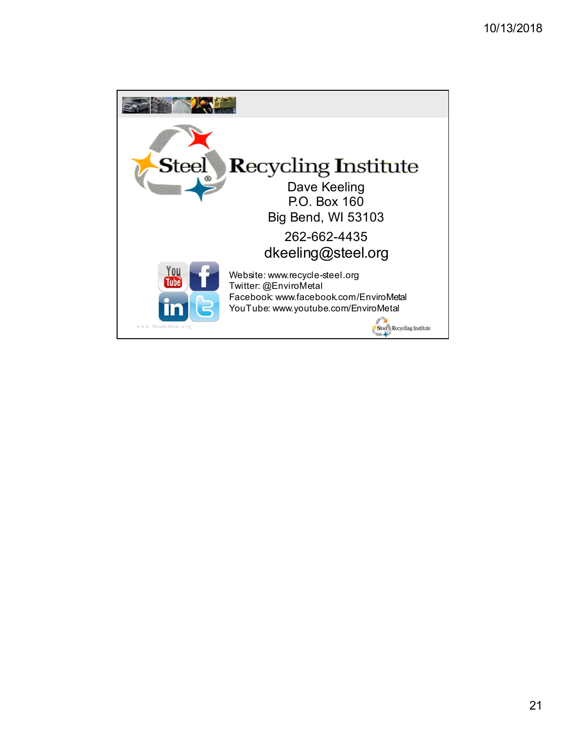# Steel Recycling Institute

Dave Keeling
P.O. Box 160
Big Bend, WI 53103

262-662-4435
dkeeling@steel.org

Website: www.recycle-steel.org
Twitter: @EnviroMetal
Facebook: www.facebook.com/EnviroMetal
YouTube: www.youtube.com/EnviroMetal

www.Recycle-Steel.org

Steel Recycling Institute